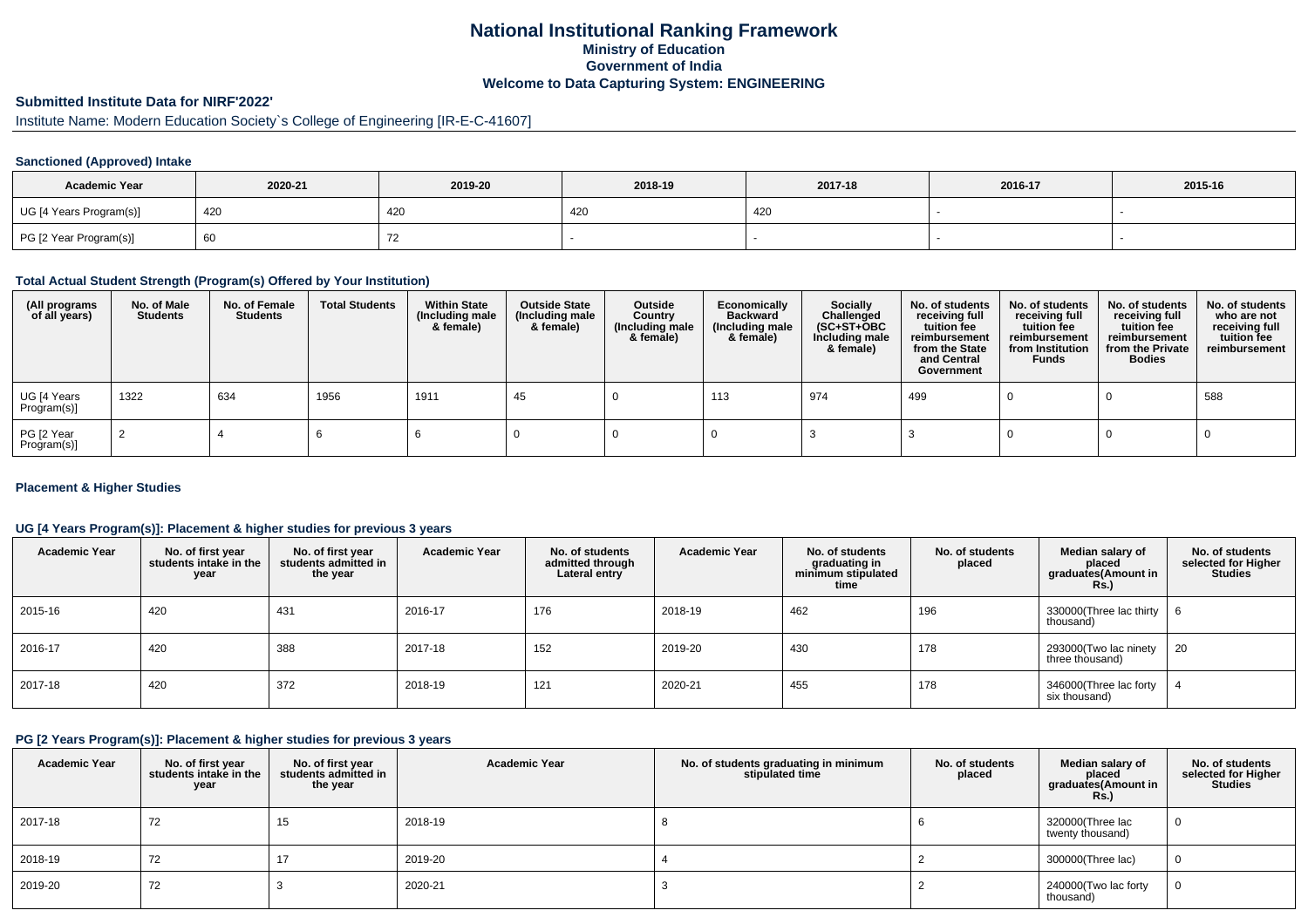# National Institutional Ranking Framework
## Ministry of Education
## Government of India
## Welcome to Data Capturing System: ENGINEERING

**Submitted Institute Data for NIRF'2022'**

Institute Name: Modern Education Society`s College of Engineering [IR-E-C-41607]

### Sanctioned (Approved) Intake

| Academic Year | 2020-21 | 2019-20 | 2018-19 | 2017-18 | 2016-17 | 2015-16 |
|---|---|---|---|---|---|---|
| UG [4 Years Program(s)] | 420 | 420 | 420 | 420 | - | - |
| PG [2 Year Program(s)] | 60 | 72 | - | - | - | - |

### Total Actual Student Strength (Program(s) Offered by Your Institution)

| (All programs of all years) | No. of Male Students | No. of Female Students | Total Students | Within State (Including male & female) | Outside State (Including male & female) | Outside Country (Including male & female) | Economically Backward (Including male & female) | Socially Challenged (SC+ST+OBC Including male & female) | No. of students receiving full tuition fee reimbursement from the State and Central Government | No. of students receiving full tuition fee reimbursement from Institution Funds | No. of students receiving full tuition fee reimbursement from the Private Bodies | No. of students who are not receiving full tuition fee reimbursement |
|---|---|---|---|---|---|---|---|---|---|---|---|---|
| UG [4 Years Program(s)] | 1322 | 634 | 1956 | 1911 | 45 | 0 | 113 | 974 | 499 | 0 | 0 | 588 |
| PG [2 Year Program(s)] | 2 | 4 | 6 | 6 | 0 | 0 | 0 | 3 | 3 | 0 | 0 | 0 |

### Placement & Higher Studies

#### UG [4 Years Program(s)]: Placement & higher studies for previous 3 years

| Academic Year | No. of first year students intake in the year | No. of first year students admitted in the year | Academic Year | No. of students admitted through Lateral entry | Academic Year | No. of students graduating in minimum stipulated time | No. of students placed | Median salary of placed graduates(Amount in Rs.) | No. of students selected for Higher Studies |
|---|---|---|---|---|---|---|---|---|---|
| 2015-16 | 420 | 431 | 2016-17 | 176 | 2018-19 | 462 | 196 | 330000(Three lac thirty thousand) | 6 |
| 2016-17 | 420 | 388 | 2017-18 | 152 | 2019-20 | 430 | 178 | 293000(Two lac ninety three thousand) | 20 |
| 2017-18 | 420 | 372 | 2018-19 | 121 | 2020-21 | 455 | 178 | 346000(Three lac forty six thousand) | 4 |

#### PG [2 Years Program(s)]: Placement & higher studies for previous 3 years

| Academic Year | No. of first year students intake in the year | No. of first year students admitted in the year | Academic Year | No. of students graduating in minimum stipulated time | No. of students placed | Median salary of placed graduates(Amount in Rs.) | No. of students selected for Higher Studies |
|---|---|---|---|---|---|---|---|
| 2017-18 | 72 | 15 | 2018-19 | 8 | 6 | 320000(Three lac twenty thousand) | 0 |
| 2018-19 | 72 | 17 | 2019-20 | 4 | 2 | 300000(Three lac) | 0 |
| 2019-20 | 72 | 3 | 2020-21 | 3 | 2 | 240000(Two lac forty thousand) | 0 |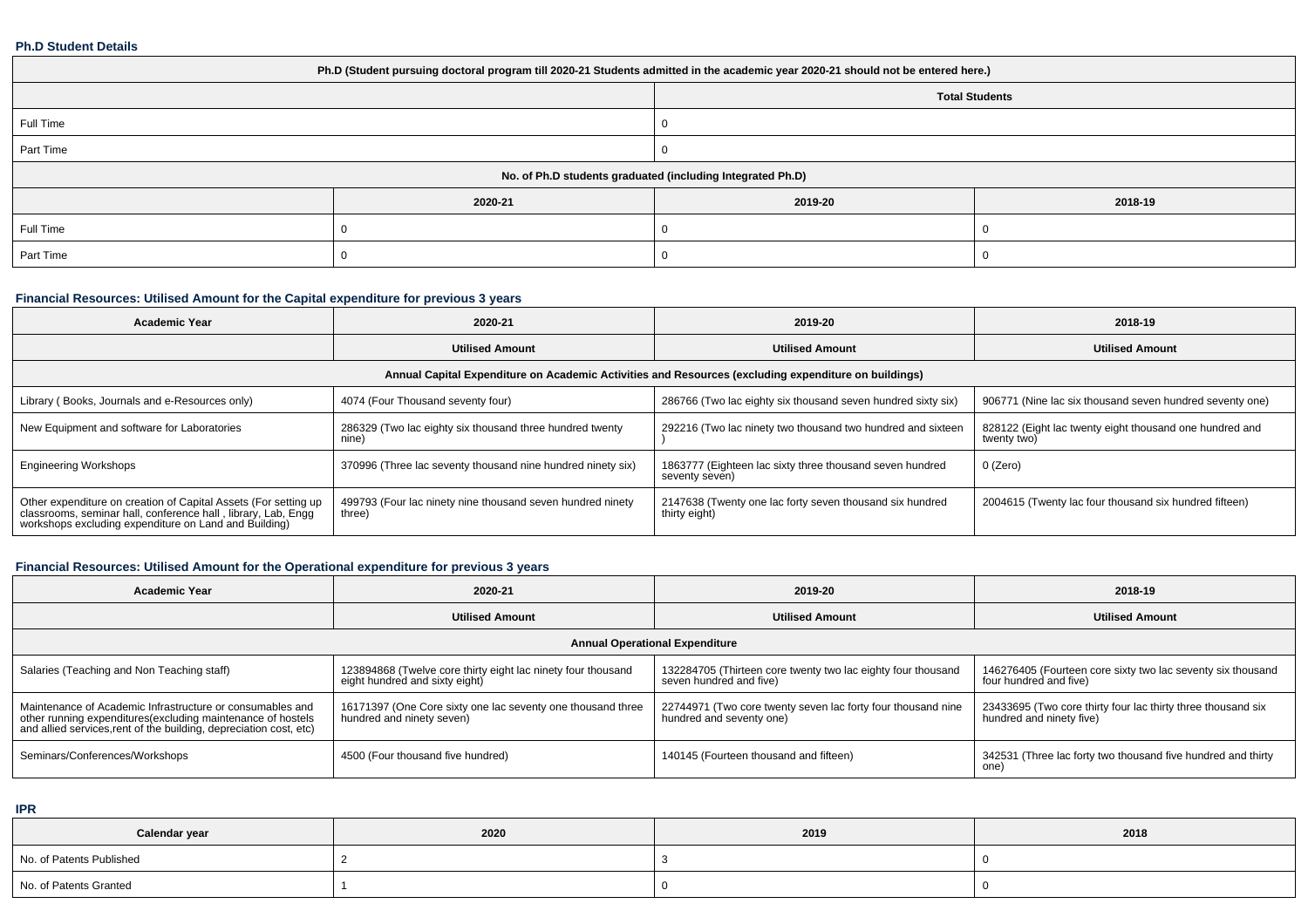### Ph.D Student Details

| Ph.D (Student pursuing doctoral program till 2020-21 Students admitted in the academic year 2020-21 should not be entered here.) | | | |
|---|---|---|---|
| | | Total Students | |
| Full Time | | 0 | |
| Part Time | | 0 | |
| No. of Ph.D students graduated (including Integrated Ph.D) | | | |
| | 2020-21 | 2019-20 | 2018-19 |
| Full Time | 0 | 0 | 0 |
| Part Time | 0 | 0 | 0 |

### Financial Resources: Utilised Amount for the Capital expenditure for previous 3 years

| Academic Year | 2020-21 | 2019-20 | 2018-19 |
|---|---|---|---|
| | Utilised Amount | Utilised Amount | Utilised Amount |
| Annual Capital Expenditure on Academic Activities and Resources (excluding expenditure on buildings) | | | |
| Library ( Books, Journals and e-Resources only) | 4074 (Four Thousand seventy four) | 286766 (Two lac eighty six thousand seven hundred sixty six) | 906771 (Nine lac six thousand seven hundred seventy one) |
| New Equipment and software for Laboratories | 286329 (Two lac eighty six thousand three hundred twenty nine) | 292216 (Two lac ninety two thousand two hundred and sixteen ) | 828122 (Eight lac twenty eight thousand one hundred and twenty two) |
| Engineering Workshops | 370996 (Three lac seventy thousand nine hundred ninety six) | 1863777 (Eighteen lac sixty three thousand seven hundred seventy seven) | 0 (Zero) |
| Other expenditure on creation of Capital Assets (For setting up classrooms, seminar hall, conference hall , library, Lab, Engg workshops excluding expenditure on Land and Building) | 499793 (Four lac ninety nine thousand seven hundred ninety three) | 2147638 (Twenty one lac forty seven thousand six hundred thirty eight) | 2004615 (Twenty lac four thousand six hundred fifteen) |

### Financial Resources: Utilised Amount for the Operational expenditure for previous 3 years

| Academic Year | 2020-21 | 2019-20 | 2018-19 |
|---|---|---|---|
| | Utilised Amount | Utilised Amount | Utilised Amount |
| Annual Operational Expenditure | | | |
| Salaries (Teaching and Non Teaching staff) | 123894868 (Twelve core thirty eight lac ninety four thousand eight hundred and sixty eight) | 132284705 (Thirteen core twenty two lac eighty four thousand seven hundred and five) | 146276405 (Fourteen core sixty two lac seventy six thousand four hundred and five) |
| Maintenance of Academic Infrastructure or consumables and other running expenditures(excluding maintenance of hostels and allied services,rent of the building, depreciation cost, etc) | 16171397 (One Core sixty one lac seventy one thousand three hundred and ninety seven) | 22744971 (Two core twenty seven lac forty four thousand nine hundred and seventy one) | 23433695 (Two core thirty four lac thirty three thousand six hundred and ninety five) |
| Seminars/Conferences/Workshops | 4500 (Four thousand five hundred) | 140145 (Fourteen thousand and fifteen) | 342531 (Three lac forty two thousand five hundred and thirty one) |

### IPR

| Calendar year | 2020 | 2019 | 2018 |
|---|---|---|---|
| No. of Patents Published | 2 | 3 | 0 |
| No. of Patents Granted | 1 | 0 | 0 |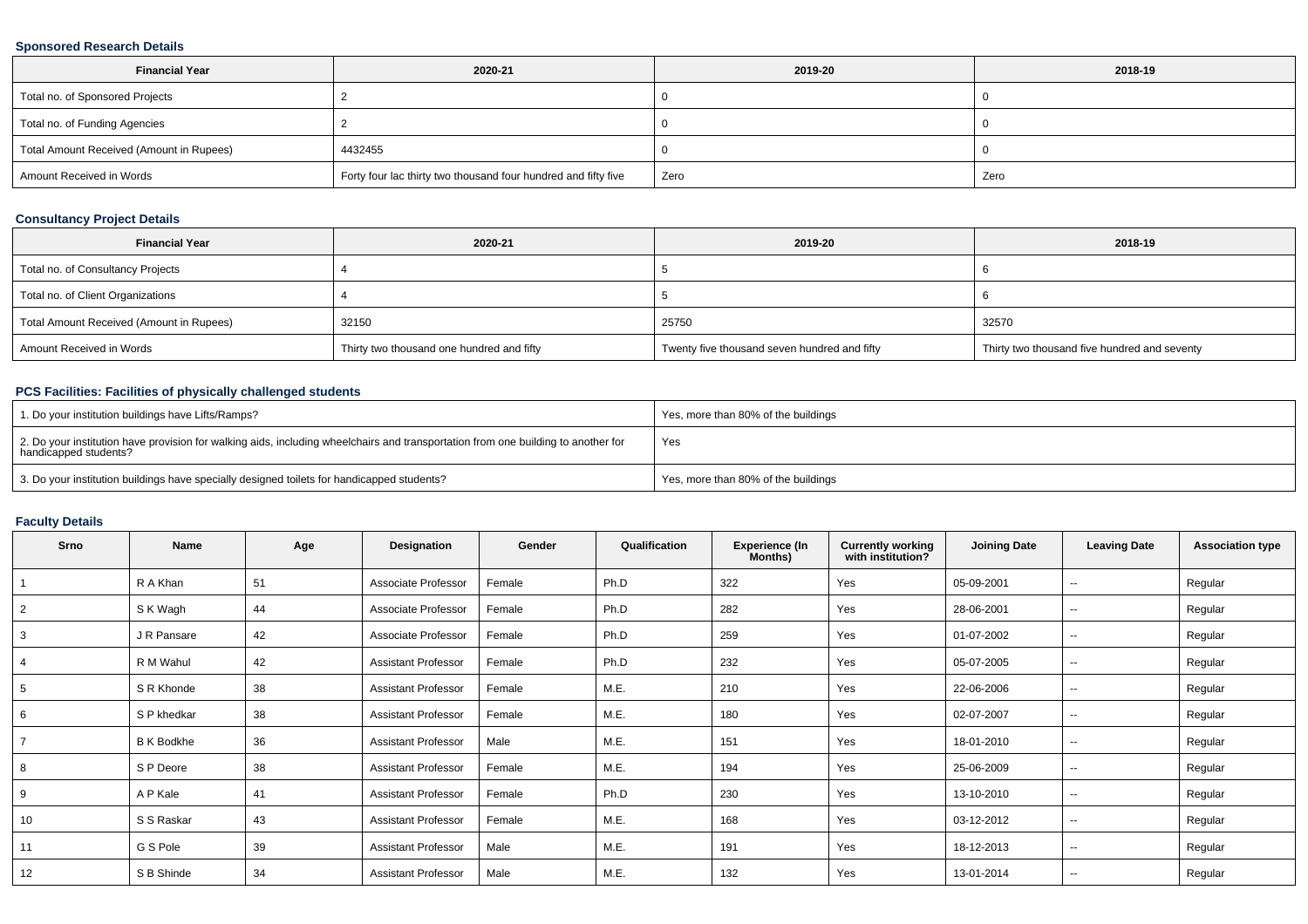### Sponsored Research Details

| Financial Year | 2020-21 | 2019-20 | 2018-19 |
|---|---|---|---|
| Total no. of Sponsored Projects | 2 | 0 | 0 |
| Total no. of Funding Agencies | 2 | 0 | 0 |
| Total Amount Received (Amount in Rupees) | 4432455 | 0 | 0 |
| Amount Received in Words | Forty four lac thirty two thousand four hundred and fifty five | Zero | Zero |

### Consultancy Project Details

| Financial Year | 2020-21 | 2019-20 | 2018-19 |
|---|---|---|---|
| Total no. of Consultancy Projects | 4 | 5 | 6 |
| Total no. of Client Organizations | 4 | 5 | 6 |
| Total Amount Received (Amount in Rupees) | 32150 | 25750 | 32570 |
| Amount Received in Words | Thirty two thousand one hundred and fifty | Twenty five thousand seven hundred and fifty | Thirty two thousand five hundred and seventy |

### PCS Facilities: Facilities of physically challenged students

| | |
|---|---|
| 1. Do your institution buildings have Lifts/Ramps? | Yes, more than 80% of the buildings |
| 2. Do your institution have provision for walking aids, including wheelchairs and transportation from one building to another for handicapped students? | Yes |
| 3. Do your institution buildings have specially designed toilets for handicapped students? | Yes, more than 80% of the buildings |

### Faculty Details

| Srno | Name | Age | Designation | Gender | Qualification | Experience (In Months) | Currently working with institution? | Joining Date | Leaving Date | Association type |
|---|---|---|---|---|---|---|---|---|---|---|
| 1 | R A Khan | 51 | Associate Professor | Female | Ph.D | 322 | Yes | 05-09-2001 | -- | Regular |
| 2 | S K Wagh | 44 | Associate Professor | Female | Ph.D | 282 | Yes | 28-06-2001 | -- | Regular |
| 3 | J R Pansare | 42 | Associate Professor | Female | Ph.D | 259 | Yes | 01-07-2002 | -- | Regular |
| 4 | R M Wahul | 42 | Assistant Professor | Female | Ph.D | 232 | Yes | 05-07-2005 | -- | Regular |
| 5 | S R Khonde | 38 | Assistant Professor | Female | M.E. | 210 | Yes | 22-06-2006 | -- | Regular |
| 6 | S P khedkar | 38 | Assistant Professor | Female | M.E. | 180 | Yes | 02-07-2007 | -- | Regular |
| 7 | B K Bodkhe | 36 | Assistant Professor | Male | M.E. | 151 | Yes | 18-01-2010 | -- | Regular |
| 8 | S P Deore | 38 | Assistant Professor | Female | M.E. | 194 | Yes | 25-06-2009 | -- | Regular |
| 9 | A P Kale | 41 | Assistant Professor | Female | Ph.D | 230 | Yes | 13-10-2010 | -- | Regular |
| 10 | S S Raskar | 43 | Assistant Professor | Female | M.E. | 168 | Yes | 03-12-2012 | -- | Regular |
| 11 | G S Pole | 39 | Assistant Professor | Male | M.E. | 191 | Yes | 18-12-2013 | -- | Regular |
| 12 | S B Shinde | 34 | Assistant Professor | Male | M.E. | 132 | Yes | 13-01-2014 | -- | Regular |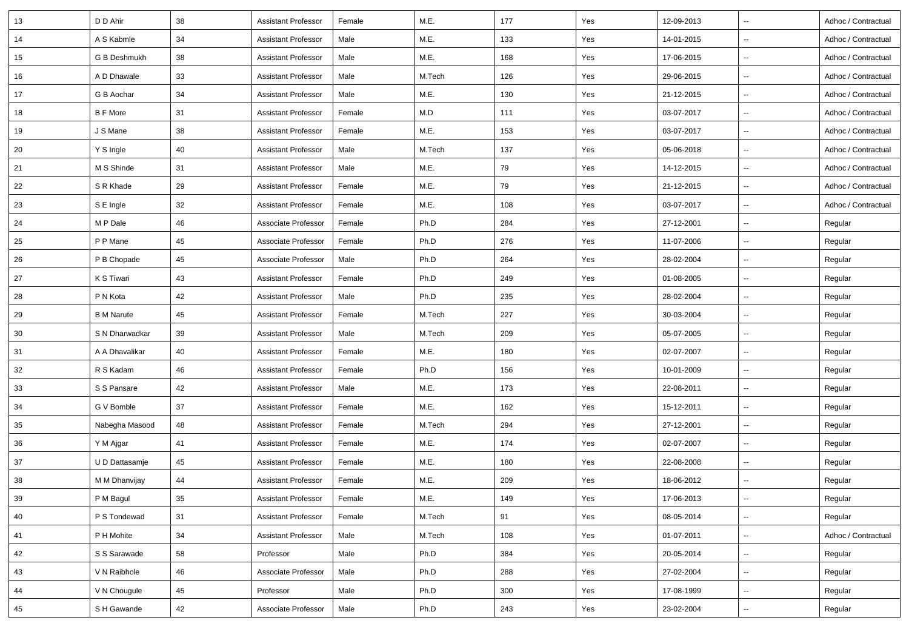| 13 | D D Ahir | 38 | Assistant Professor | Female | M.E. | 177 | Yes | 12-09-2013 | -- | Adhoc / Contractual |
|---|---|---|---|---|---|---|---|---|---|---|
| 14 | A S Kabmle | 34 | Assistant Professor | Male | M.E. | 133 | Yes | 14-01-2015 | -- | Adhoc / Contractual |
| 15 | G B Deshmukh | 38 | Assistant Professor | Male | M.E. | 168 | Yes | 17-06-2015 | -- | Adhoc / Contractual |
| 16 | A D Dhawale | 33 | Assistant Professor | Male | M.Tech | 126 | Yes | 29-06-2015 | -- | Adhoc / Contractual |
| 17 | G B Aochar | 34 | Assistant Professor | Male | M.E. | 130 | Yes | 21-12-2015 | -- | Adhoc / Contractual |
| 18 | B F More | 31 | Assistant Professor | Female | M.D | 111 | Yes | 03-07-2017 | -- | Adhoc / Contractual |
| 19 | J S Mane | 38 | Assistant Professor | Female | M.E. | 153 | Yes | 03-07-2017 | -- | Adhoc / Contractual |
| 20 | Y S Ingle | 40 | Assistant Professor | Male | M.Tech | 137 | Yes | 05-06-2018 | -- | Adhoc / Contractual |
| 21 | M S Shinde | 31 | Assistant Professor | Male | M.E. | 79 | Yes | 14-12-2015 | -- | Adhoc / Contractual |
| 22 | S R Khade | 29 | Assistant Professor | Female | M.E. | 79 | Yes | 21-12-2015 | -- | Adhoc / Contractual |
| 23 | S E Ingle | 32 | Assistant Professor | Female | M.E. | 108 | Yes | 03-07-2017 | -- | Adhoc / Contractual |
| 24 | M P Dale | 46 | Associate Professor | Female | Ph.D | 284 | Yes | 27-12-2001 | -- | Regular |
| 25 | P P Mane | 45 | Associate Professor | Female | Ph.D | 276 | Yes | 11-07-2006 | -- | Regular |
| 26 | P B Chopade | 45 | Associate Professor | Male | Ph.D | 264 | Yes | 28-02-2004 | -- | Regular |
| 27 | K S Tiwari | 43 | Assistant Professor | Female | Ph.D | 249 | Yes | 01-08-2005 | -- | Regular |
| 28 | P N Kota | 42 | Assistant Professor | Male | Ph.D | 235 | Yes | 28-02-2004 | -- | Regular |
| 29 | B M Narute | 45 | Assistant Professor | Female | M.Tech | 227 | Yes | 30-03-2004 | -- | Regular |
| 30 | S N Dharwadkar | 39 | Assistant Professor | Male | M.Tech | 209 | Yes | 05-07-2005 | -- | Regular |
| 31 | A A Dhavalikar | 40 | Assistant Professor | Female | M.E. | 180 | Yes | 02-07-2007 | -- | Regular |
| 32 | R S Kadam | 46 | Assistant Professor | Female | Ph.D | 156 | Yes | 10-01-2009 | -- | Regular |
| 33 | S S Pansare | 42 | Assistant Professor | Male | M.E. | 173 | Yes | 22-08-2011 | -- | Regular |
| 34 | G V Bomble | 37 | Assistant Professor | Female | M.E. | 162 | Yes | 15-12-2011 | -- | Regular |
| 35 | Nabegha Masood | 48 | Assistant Professor | Female | M.Tech | 294 | Yes | 27-12-2001 | -- | Regular |
| 36 | Y M Ajgar | 41 | Assistant Professor | Female | M.E. | 174 | Yes | 02-07-2007 | -- | Regular |
| 37 | U D Dattasamje | 45 | Assistant Professor | Female | M.E. | 180 | Yes | 22-08-2008 | -- | Regular |
| 38 | M M Dhanvijay | 44 | Assistant Professor | Female | M.E. | 209 | Yes | 18-06-2012 | -- | Regular |
| 39 | P M Bagul | 35 | Assistant Professor | Female | M.E. | 149 | Yes | 17-06-2013 | -- | Regular |
| 40 | P S Tondewad | 31 | Assistant Professor | Female | M.Tech | 91 | Yes | 08-05-2014 | -- | Regular |
| 41 | P H Mohite | 34 | Assistant Professor | Male | M.Tech | 108 | Yes | 01-07-2011 | -- | Adhoc / Contractual |
| 42 | S S Sarawade | 58 | Professor | Male | Ph.D | 384 | Yes | 20-05-2014 | -- | Regular |
| 43 | V N Raibhole | 46 | Associate Professor | Male | Ph.D | 288 | Yes | 27-02-2004 | -- | Regular |
| 44 | V N Chougule | 45 | Professor | Male | Ph.D | 300 | Yes | 17-08-1999 | -- | Regular |
| 45 | S H Gawande | 42 | Associate Professor | Male | Ph.D | 243 | Yes | 23-02-2004 | -- | Regular |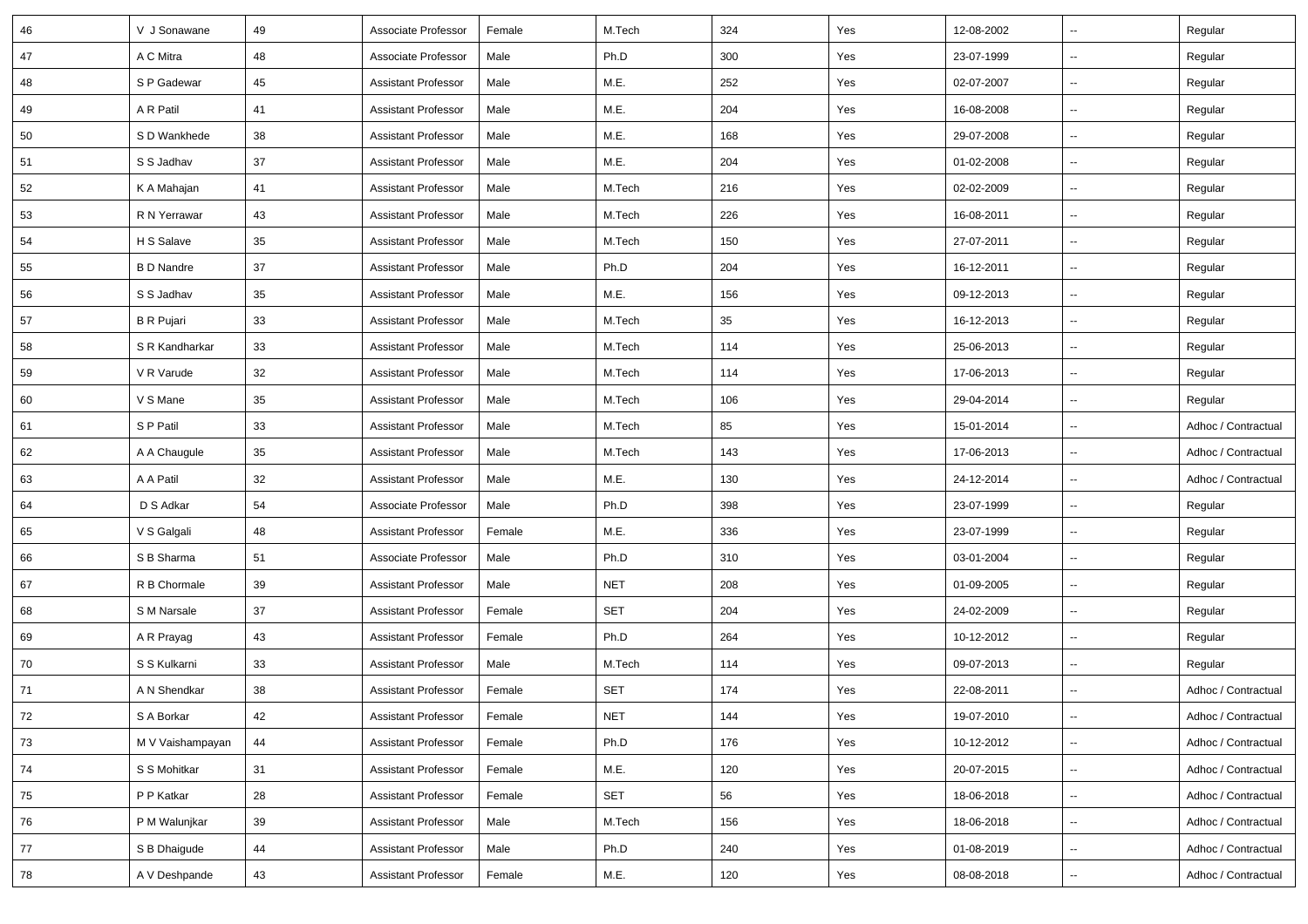| 46 | V J Sonawane | 49 | Associate Professor | Female | M.Tech | 324 | Yes | 12-08-2002 | -- | Regular |
|---|---|---|---|---|---|---|---|---|---|---|
| 47 | A C Mitra | 48 | Associate Professor | Male | Ph.D | 300 | Yes | 23-07-1999 | -- | Regular |
| 48 | S P Gadewar | 45 | Assistant Professor | Male | M.E. | 252 | Yes | 02-07-2007 | -- | Regular |
| 49 | A R Patil | 41 | Assistant Professor | Male | M.E. | 204 | Yes | 16-08-2008 | -- | Regular |
| 50 | S D Wankhede | 38 | Assistant Professor | Male | M.E. | 168 | Yes | 29-07-2008 | -- | Regular |
| 51 | S S Jadhav | 37 | Assistant Professor | Male | M.E. | 204 | Yes | 01-02-2008 | -- | Regular |
| 52 | K A Mahajan | 41 | Assistant Professor | Male | M.Tech | 216 | Yes | 02-02-2009 | -- | Regular |
| 53 | R N Yerrawar | 43 | Assistant Professor | Male | M.Tech | 226 | Yes | 16-08-2011 | -- | Regular |
| 54 | H S Salave | 35 | Assistant Professor | Male | M.Tech | 150 | Yes | 27-07-2011 | -- | Regular |
| 55 | B D Nandre | 37 | Assistant Professor | Male | Ph.D | 204 | Yes | 16-12-2011 | -- | Regular |
| 56 | S S Jadhav | 35 | Assistant Professor | Male | M.E. | 156 | Yes | 09-12-2013 | -- | Regular |
| 57 | B R Pujari | 33 | Assistant Professor | Male | M.Tech | 35 | Yes | 16-12-2013 | -- | Regular |
| 58 | S R Kandharkar | 33 | Assistant Professor | Male | M.Tech | 114 | Yes | 25-06-2013 | -- | Regular |
| 59 | V R Varude | 32 | Assistant Professor | Male | M.Tech | 114 | Yes | 17-06-2013 | -- | Regular |
| 60 | V S Mane | 35 | Assistant Professor | Male | M.Tech | 106 | Yes | 29-04-2014 | -- | Regular |
| 61 | S P Patil | 33 | Assistant Professor | Male | M.Tech | 85 | Yes | 15-01-2014 | -- | Adhoc / Contractual |
| 62 | A A Chaugule | 35 | Assistant Professor | Male | M.Tech | 143 | Yes | 17-06-2013 | -- | Adhoc / Contractual |
| 63 | A A Patil | 32 | Assistant Professor | Male | M.E. | 130 | Yes | 24-12-2014 | -- | Adhoc / Contractual |
| 64 | D S Adkar | 54 | Associate Professor | Male | Ph.D | 398 | Yes | 23-07-1999 | -- | Regular |
| 65 | V S Galgali | 48 | Assistant Professor | Female | M.E. | 336 | Yes | 23-07-1999 | -- | Regular |
| 66 | S B Sharma | 51 | Associate Professor | Male | Ph.D | 310 | Yes | 03-01-2004 | -- | Regular |
| 67 | R B Chormale | 39 | Assistant Professor | Male | NET | 208 | Yes | 01-09-2005 | -- | Regular |
| 68 | S M Narsale | 37 | Assistant Professor | Female | SET | 204 | Yes | 24-02-2009 | -- | Regular |
| 69 | A R Prayag | 43 | Assistant Professor | Female | Ph.D | 264 | Yes | 10-12-2012 | -- | Regular |
| 70 | S S Kulkarni | 33 | Assistant Professor | Male | M.Tech | 114 | Yes | 09-07-2013 | -- | Regular |
| 71 | A N Shendkar | 38 | Assistant Professor | Female | SET | 174 | Yes | 22-08-2011 | -- | Adhoc / Contractual |
| 72 | S A Borkar | 42 | Assistant Professor | Female | NET | 144 | Yes | 19-07-2010 | -- | Adhoc / Contractual |
| 73 | M V Vaishampayan | 44 | Assistant Professor | Female | Ph.D | 176 | Yes | 10-12-2012 | -- | Adhoc / Contractual |
| 74 | S S Mohitkar | 31 | Assistant Professor | Female | M.E. | 120 | Yes | 20-07-2015 | -- | Adhoc / Contractual |
| 75 | P P Katkar | 28 | Assistant Professor | Female | SET | 56 | Yes | 18-06-2018 | -- | Adhoc / Contractual |
| 76 | P M Walunjkar | 39 | Assistant Professor | Male | M.Tech | 156 | Yes | 18-06-2018 | -- | Adhoc / Contractual |
| 77 | S B Dhaigude | 44 | Assistant Professor | Male | Ph.D | 240 | Yes | 01-08-2019 | -- | Adhoc / Contractual |
| 78 | A V Deshpande | 43 | Assistant Professor | Female | M.E. | 120 | Yes | 08-08-2018 | -- | Adhoc / Contractual |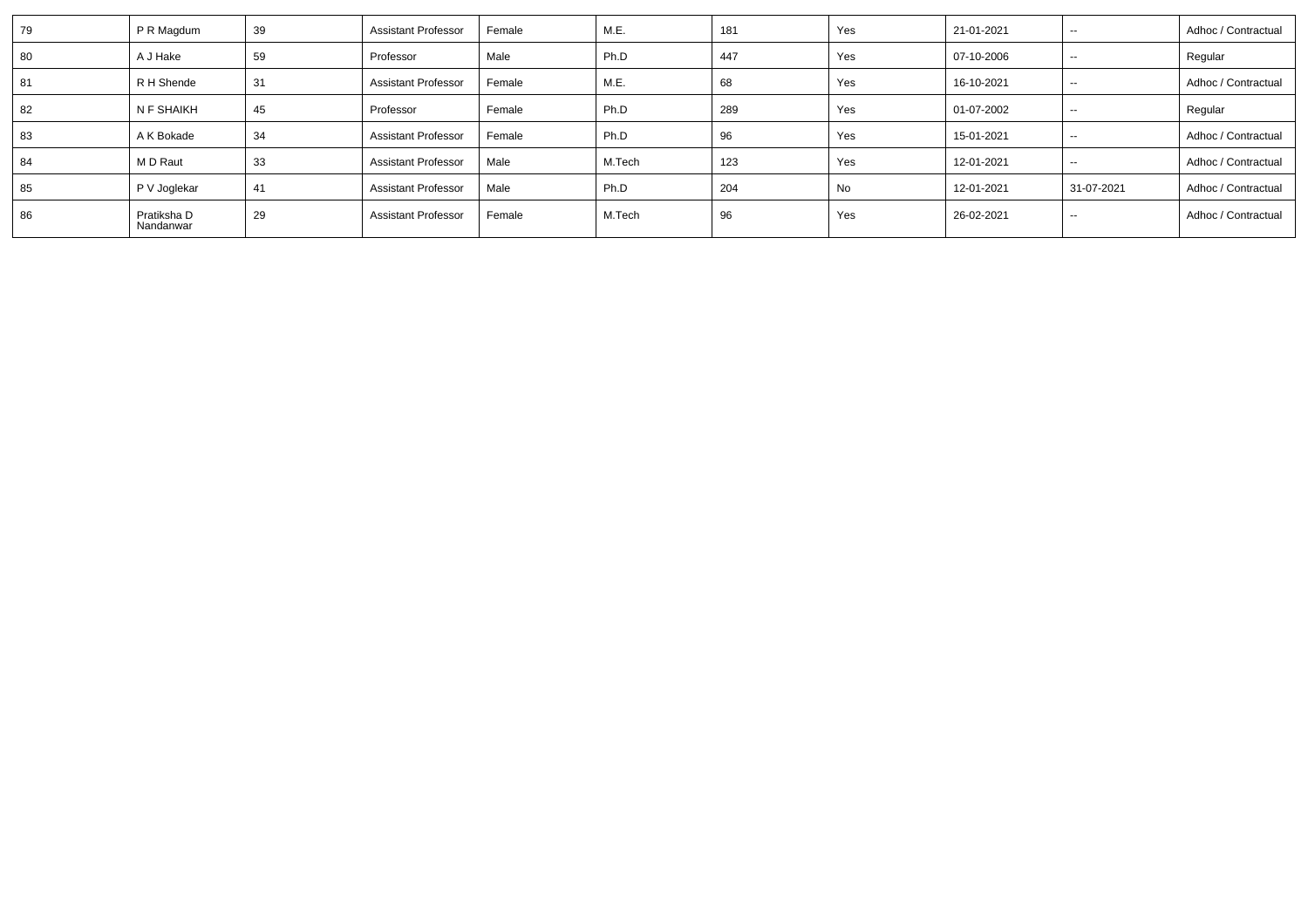| | | | | | | | | | | |
|---|---|---|---|---|---|---|---|---|---|---|
| 79 | P R Magdum | 39 | Assistant Professor | Female | M.E. | 181 | Yes | 21-01-2021 | -- | Adhoc / Contractual |
| 80 | A J Hake | 59 | Professor | Male | Ph.D | 447 | Yes | 07-10-2006 | -- | Regular |
| 81 | R H Shende | 31 | Assistant Professor | Female | M.E. | 68 | Yes | 16-10-2021 | -- | Adhoc / Contractual |
| 82 | N F SHAIKH | 45 | Professor | Female | Ph.D | 289 | Yes | 01-07-2002 | -- | Regular |
| 83 | A K Bokade | 34 | Assistant Professor | Female | Ph.D | 96 | Yes | 15-01-2021 | -- | Adhoc / Contractual |
| 84 | M D Raut | 33 | Assistant Professor | Male | M.Tech | 123 | Yes | 12-01-2021 | -- | Adhoc / Contractual |
| 85 | P V Joglekar | 41 | Assistant Professor | Male | Ph.D | 204 | No | 12-01-2021 | 31-07-2021 | Adhoc / Contractual |
| 86 | Pratiksha D Nandanwar | 29 | Assistant Professor | Female | M.Tech | 96 | Yes | 26-02-2021 | -- | Adhoc / Contractual |